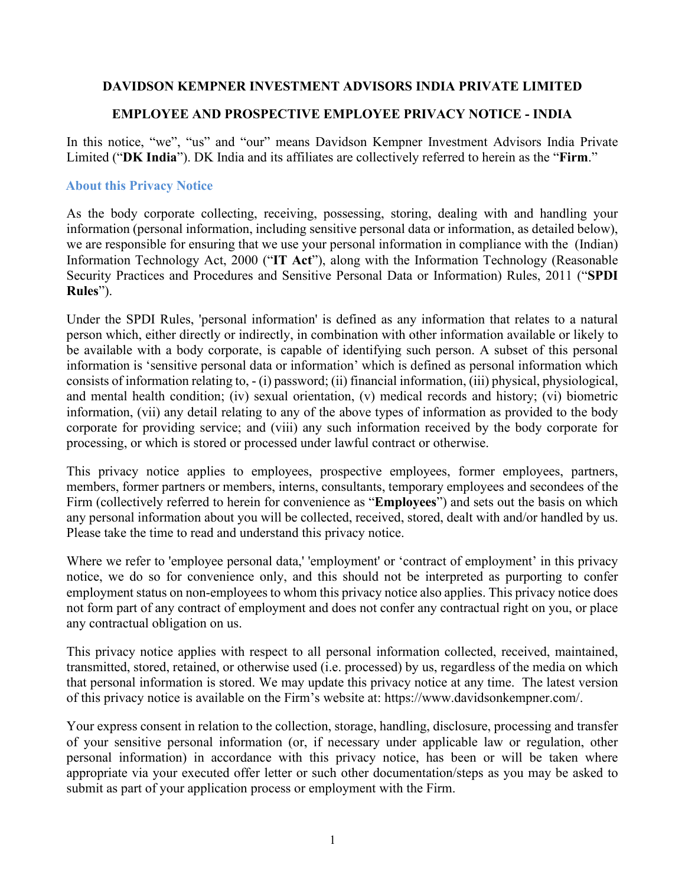# DAVIDSON KEMPNER INVESTMENT ADVISORS INDIA PRIVATE LIMITED

## EMPLOYEE AND PROSPECTIVE EMPLOYEE PRIVACY NOTICE - INDIA

In this notice, "we", "us" and "our" means Davidson Kempner Investment Advisors India Private Limited ("**DK India**"). DK India and its affiliates are collectively referred to herein as the "**Firm**."

### About this Privacy Notice

As the body corporate collecting, receiving, possessing, storing, dealing with and handling your information (personal information, including sensitive personal data or information, as detailed below), we are responsible for ensuring that we use your personal information in compliance with the (Indian) Information Technology Act, 2000 ("**IT Act**"), along with the Information Technology (Reasonable Security Practices and Procedures and Sensitive Personal Data or Information) Rules, 2011 ("**SPDI Rules**").

Under the SPDI Rules, 'personal information' is defined as any information that relates to a natural person which, either directly or indirectly, in combination with other information available or likely to be available with a body corporate, is capable of identifying such person. A subset of this personal information is 'sensitive personal data or information' which is defined as personal information which consists of information relating to, - (i) password; (ii) financial information, (iii) physical, physiological, and mental health condition; (iv) sexual orientation, (v) medical records and history; (vi) biometric information, (vii) any detail relating to any of the above types of information as provided to the body corporate for providing service; and (viii) any such information received by the body corporate for processing, or which is stored or processed under lawful contract or otherwise.

This privacy notice applies to employees, prospective employees, former employees, partners, members, former partners or members, interns, consultants, temporary employees and secondees of the Firm (collectively referred to herein for convenience as "**Employees**") and sets out the basis on which any personal information about you will be collected, received, stored, dealt with and/or handled by us. Please take the time to read and understand this privacy notice.

Where we refer to 'employee personal data,' 'employment' or 'contract of employment' in this privacy notice, we do so for convenience only, and this should not be interpreted as purporting to confer employment status on non-employees to whom this privacy notice also applies. This privacy notice does not form part of any contract of employment and does not confer any contractual right on you, or place any contractual obligation on us.

This privacy notice applies with respect to all personal information collected, received, maintained, transmitted, stored, retained, or otherwise used (i.e. processed) by us, regardless of the media on which that personal information is stored. We may update this privacy notice at any time. The latest version of this privacy notice is available on the Firm's website at: https://www.davidsonkempner.com/.

Your express consent in relation to the collection, storage, handling, disclosure, processing and transfer of your sensitive personal information (or, if necessary under applicable law or regulation, other personal information) in accordance with this privacy notice, has been or will be taken where appropriate via your executed offer letter or such other documentation/steps as you may be asked to submit as part of your application process or employment with the Firm.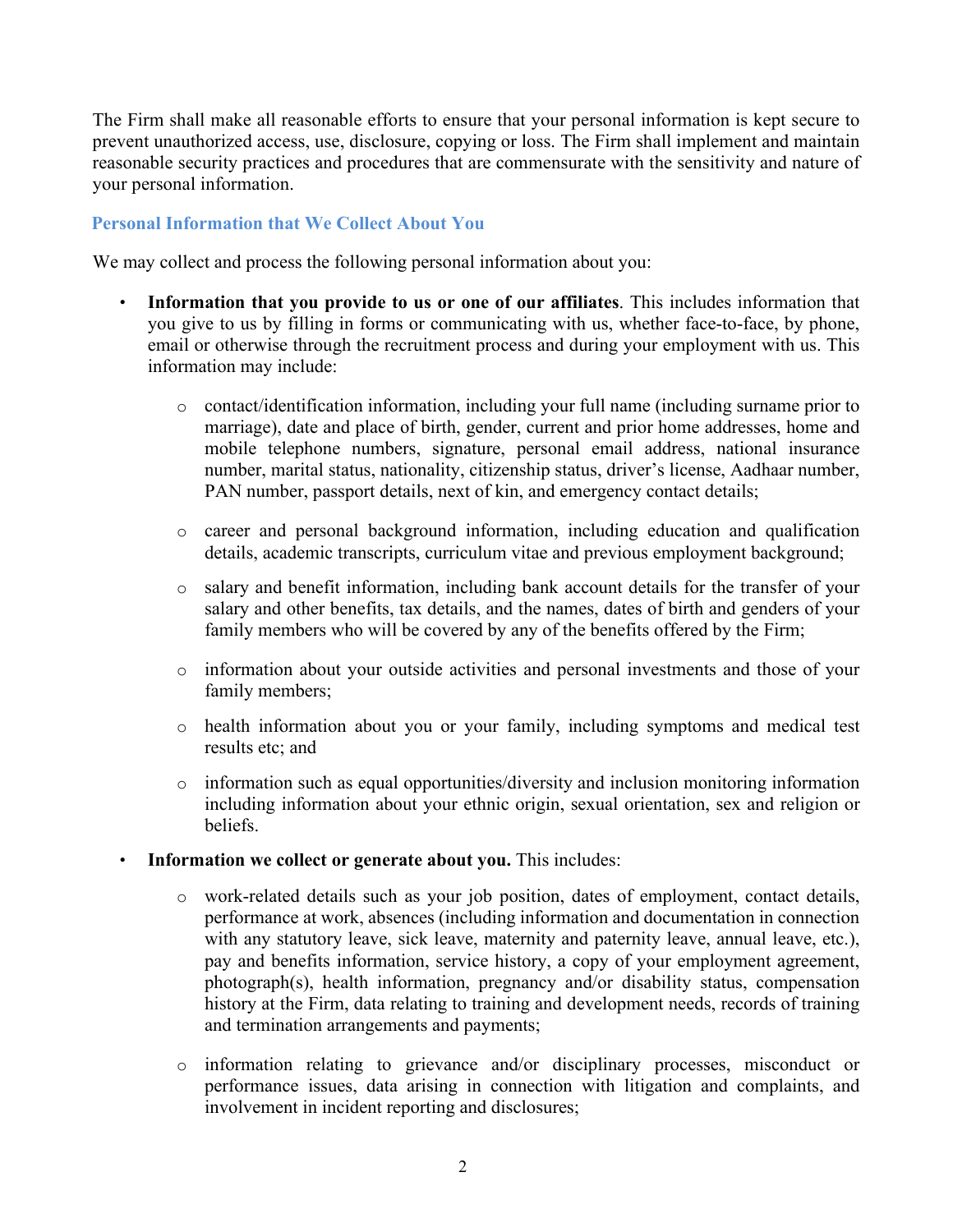The Firm shall make all reasonable efforts to ensure that your personal information is kept secure to prevent unauthorized access, use, disclosure, copying or loss. The Firm shall implement and maintain reasonable security practices and procedures that are commensurate with the sensitivity and nature of your personal information.

### Personal Information that We Collect About You

We may collect and process the following personal information about you:

- **Information that you provide to us or one of our affiliates**. This includes information that you give to us by filling in forms or communicating with us, whether face-to-face, by phone, email or otherwise through the recruitment process and during your employment with us. This information may include:
  - contact/identification information, including your full name (including surname prior to marriage), date and place of birth, gender, current and prior home addresses, home and mobile telephone numbers, signature, personal email address, national insurance number, marital status, nationality, citizenship status, driver's license, Aadhaar number, PAN number, passport details, next of kin, and emergency contact details;
  - career and personal background information, including education and qualification details, academic transcripts, curriculum vitae and previous employment background;
  - salary and benefit information, including bank account details for the transfer of your salary and other benefits, tax details, and the names, dates of birth and genders of your family members who will be covered by any of the benefits offered by the Firm;
  - information about your outside activities and personal investments and those of your family members;
  - health information about you or your family, including symptoms and medical test results etc; and
  - information such as equal opportunities/diversity and inclusion monitoring information including information about your ethnic origin, sexual orientation, sex and religion or beliefs.
- **Information we collect or generate about you.** This includes:
  - work-related details such as your job position, dates of employment, contact details, performance at work, absences (including information and documentation in connection with any statutory leave, sick leave, maternity and paternity leave, annual leave, etc.), pay and benefits information, service history, a copy of your employment agreement, photograph(s), health information, pregnancy and/or disability status, compensation history at the Firm, data relating to training and development needs, records of training and termination arrangements and payments;
  - information relating to grievance and/or disciplinary processes, misconduct or performance issues, data arising in connection with litigation and complaints, and involvement in incident reporting and disclosures;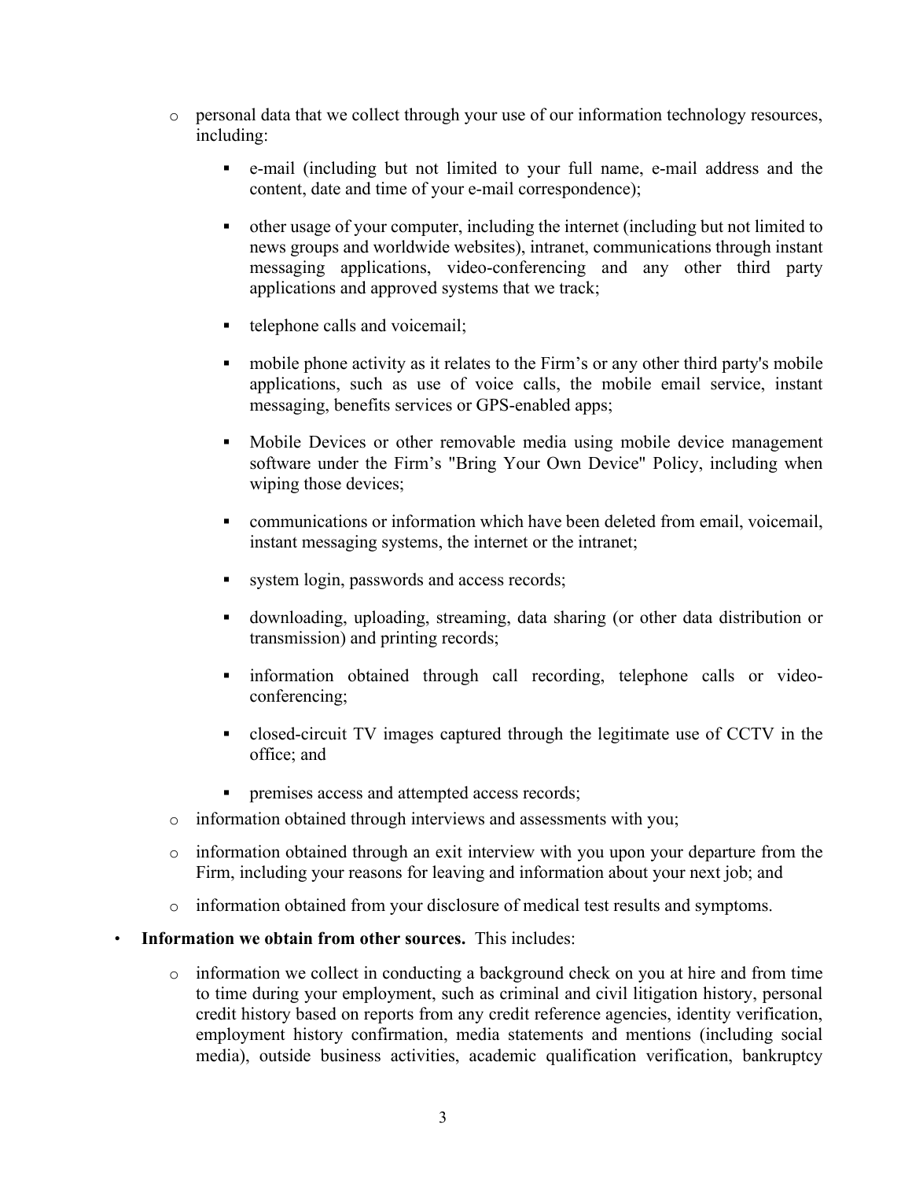- personal data that we collect through your use of our information technology resources, including:
    - e-mail (including but not limited to your full name, e-mail address and the content, date and time of your e-mail correspondence);
    - other usage of your computer, including the internet (including but not limited to news groups and worldwide websites), intranet, communications through instant messaging applications, video-conferencing and any other third party applications and approved systems that we track;
    - telephone calls and voicemail;
    - mobile phone activity as it relates to the Firm's or any other third party's mobile applications, such as use of voice calls, the mobile email service, instant messaging, benefits services or GPS-enabled apps;
    - Mobile Devices or other removable media using mobile device management software under the Firm's "Bring Your Own Device" Policy, including when wiping those devices;
    - communications or information which have been deleted from email, voicemail, instant messaging systems, the internet or the intranet;
    - system login, passwords and access records;
    - downloading, uploading, streaming, data sharing (or other data distribution or transmission) and printing records;
    - information obtained through call recording, telephone calls or video-conferencing;
    - closed-circuit TV images captured through the legitimate use of CCTV in the office; and
    - premises access and attempted access records;
- information obtained through interviews and assessments with you;
- information obtained through an exit interview with you upon your departure from the Firm, including your reasons for leaving and information about your next job; and
- information obtained from your disclosure of medical test results and symptoms.

- **Information we obtain from other sources.** This includes:
    - information we collect in conducting a background check on you at hire and from time to time during your employment, such as criminal and civil litigation history, personal credit history based on reports from any credit reference agencies, identity verification, employment history confirmation, media statements and mentions (including social media), outside business activities, academic qualification verification, bankruptcy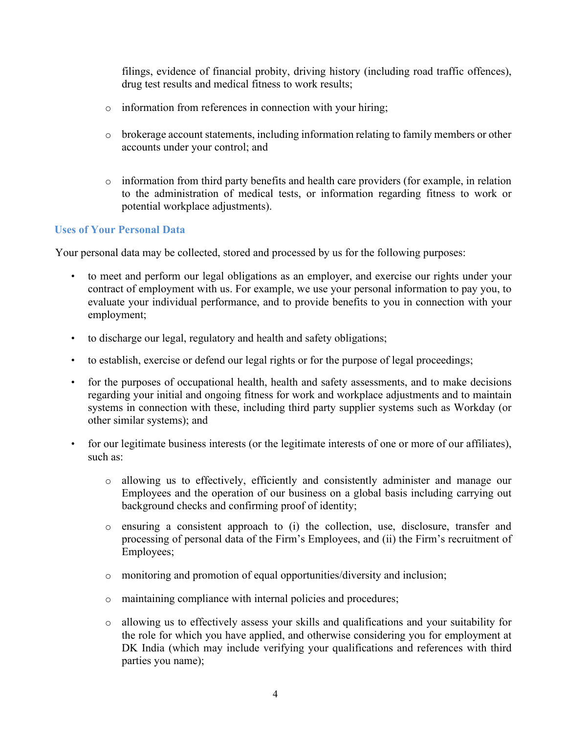- filings, evidence of financial probity, driving history (including road traffic offences), drug test results and medical fitness to work results;
  - information from references in connection with your hiring;
  - brokerage account statements, including information relating to family members or other accounts under your control; and
  - information from third party benefits and health care providers (for example, in relation to the administration of medical tests, or information regarding fitness to work or potential workplace adjustments).

### Uses of Your Personal Data

Your personal data may be collected, stored and processed by us for the following purposes:

- to meet and perform our legal obligations as an employer, and exercise our rights under your contract of employment with us. For example, we use your personal information to pay you, to evaluate your individual performance, and to provide benefits to you in connection with your employment;
- to discharge our legal, regulatory and health and safety obligations;
- to establish, exercise or defend our legal rights or for the purpose of legal proceedings;
- for the purposes of occupational health, health and safety assessments, and to make decisions regarding your initial and ongoing fitness for work and workplace adjustments and to maintain systems in connection with these, including third party supplier systems such as Workday (or other similar systems); and
- for our legitimate business interests (or the legitimate interests of one or more of our affiliates), such as:
  - allowing us to effectively, efficiently and consistently administer and manage our Employees and the operation of our business on a global basis including carrying out background checks and confirming proof of identity;
  - ensuring a consistent approach to (i) the collection, use, disclosure, transfer and processing of personal data of the Firm's Employees, and (ii) the Firm's recruitment of Employees;
  - monitoring and promotion of equal opportunities/diversity and inclusion;
  - maintaining compliance with internal policies and procedures;
  - allowing us to effectively assess your skills and qualifications and your suitability for the role for which you have applied, and otherwise considering you for employment at DK India (which may include verifying your qualifications and references with third parties you name);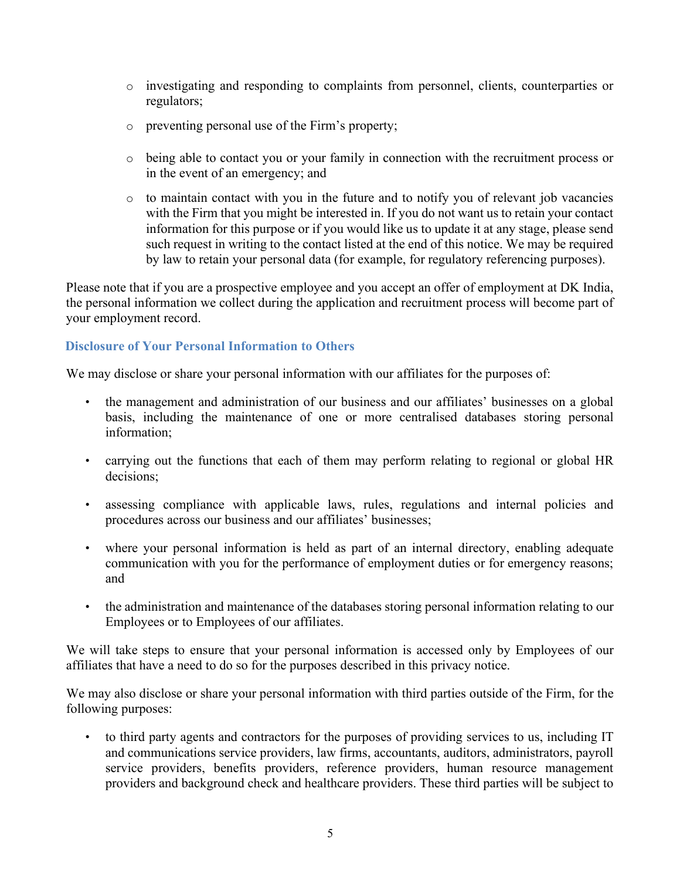- investigating and responding to complaints from personnel, clients, counterparties or regulators;
  - preventing personal use of the Firm's property;
  - being able to contact you or your family in connection with the recruitment process or in the event of an emergency; and
  - to maintain contact with you in the future and to notify you of relevant job vacancies with the Firm that you might be interested in. If you do not want us to retain your contact information for this purpose or if you would like us to update it at any stage, please send such request in writing to the contact listed at the end of this notice. We may be required by law to retain your personal data (for example, for regulatory referencing purposes).

Please note that if you are a prospective employee and you accept an offer of employment at DK India, the personal information we collect during the application and recruitment process will become part of your employment record.

### Disclosure of Your Personal Information to Others

We may disclose or share your personal information with our affiliates for the purposes of:

- the management and administration of our business and our affiliates' businesses on a global basis, including the maintenance of one or more centralised databases storing personal information;
- carrying out the functions that each of them may perform relating to regional or global HR decisions;
- assessing compliance with applicable laws, rules, regulations and internal policies and procedures across our business and our affiliates' businesses;
- where your personal information is held as part of an internal directory, enabling adequate communication with you for the performance of employment duties or for emergency reasons; and
- the administration and maintenance of the databases storing personal information relating to our Employees or to Employees of our affiliates.

We will take steps to ensure that your personal information is accessed only by Employees of our affiliates that have a need to do so for the purposes described in this privacy notice.

We may also disclose or share your personal information with third parties outside of the Firm, for the following purposes:

- to third party agents and contractors for the purposes of providing services to us, including IT and communications service providers, law firms, accountants, auditors, administrators, payroll service providers, benefits providers, reference providers, human resource management providers and background check and healthcare providers. These third parties will be subject to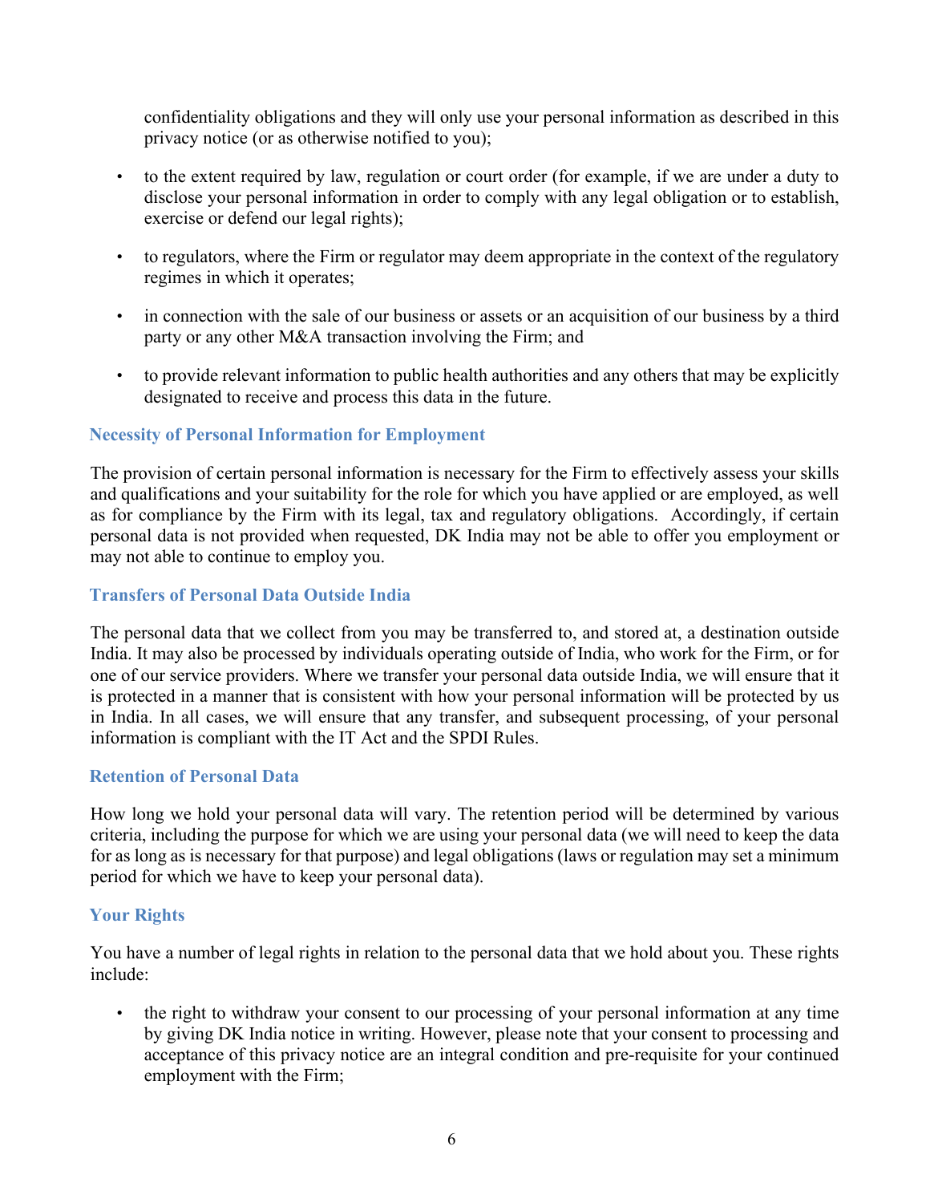confidentiality obligations and they will only use your personal information as described in this privacy notice (or as otherwise notified to you);

- to the extent required by law, regulation or court order (for example, if we are under a duty to disclose your personal information in order to comply with any legal obligation or to establish, exercise or defend our legal rights);
- to regulators, where the Firm or regulator may deem appropriate in the context of the regulatory regimes in which it operates;
- in connection with the sale of our business or assets or an acquisition of our business by a third party or any other M&A transaction involving the Firm; and
- to provide relevant information to public health authorities and any others that may be explicitly designated to receive and process this data in the future.

### Necessity of Personal Information for Employment

The provision of certain personal information is necessary for the Firm to effectively assess your skills and qualifications and your suitability for the role for which you have applied or are employed, as well as for compliance by the Firm with its legal, tax and regulatory obligations. Accordingly, if certain personal data is not provided when requested, DK India may not be able to offer you employment or may not able to continue to employ you.

### Transfers of Personal Data Outside India

The personal data that we collect from you may be transferred to, and stored at, a destination outside India. It may also be processed by individuals operating outside of India, who work for the Firm, or for one of our service providers. Where we transfer your personal data outside India, we will ensure that it is protected in a manner that is consistent with how your personal information will be protected by us in India. In all cases, we will ensure that any transfer, and subsequent processing, of your personal information is compliant with the IT Act and the SPDI Rules.

### Retention of Personal Data

How long we hold your personal data will vary. The retention period will be determined by various criteria, including the purpose for which we are using your personal data (we will need to keep the data for as long as is necessary for that purpose) and legal obligations (laws or regulation may set a minimum period for which we have to keep your personal data).

### Your Rights

You have a number of legal rights in relation to the personal data that we hold about you. These rights include:

- the right to withdraw your consent to our processing of your personal information at any time by giving DK India notice in writing. However, please note that your consent to processing and acceptance of this privacy notice are an integral condition and pre-requisite for your continued employment with the Firm;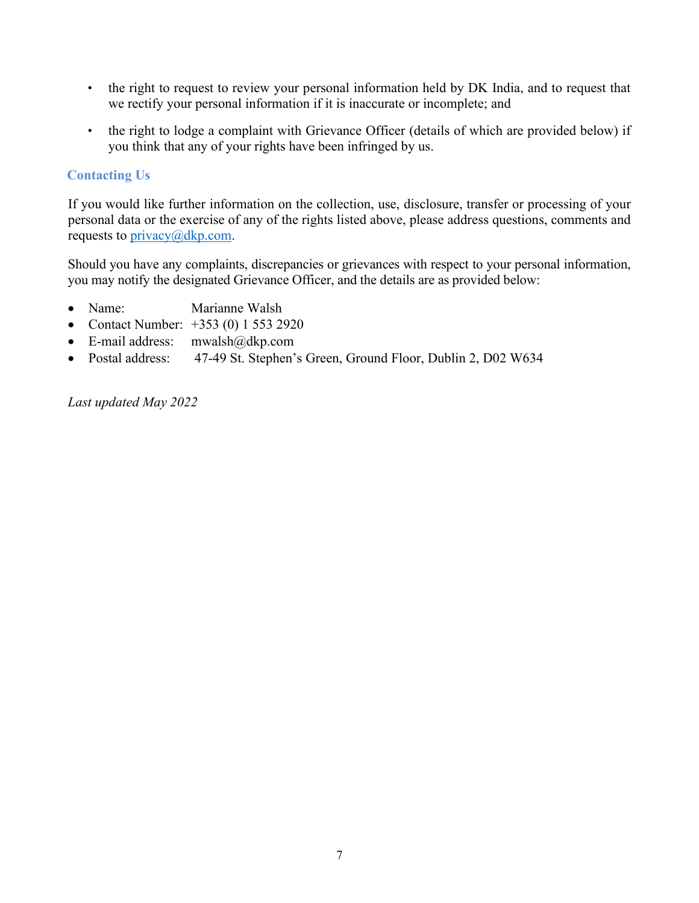- the right to request to review your personal information held by DK India, and to request that we rectify your personal information if it is inaccurate or incomplete; and
- the right to lodge a complaint with Grievance Officer (details of which are provided below) if you think that any of your rights have been infringed by us.

## Contacting Us

If you would like further information on the collection, use, disclosure, transfer or processing of your personal data or the exercise of any of the rights listed above, please address questions, comments and requests to privacy@dkp.com.

Should you have any complaints, discrepancies or grievances with respect to your personal information, you may notify the designated Grievance Officer, and the details are as provided below:

- Name: Marianne Walsh
- Contact Number: +353 (0) 1 553 2920
- E-mail address: mwalsh@dkp.com
- Postal address: 47-49 St. Stephen's Green, Ground Floor, Dublin 2, D02 W634

*Last updated May 2022*